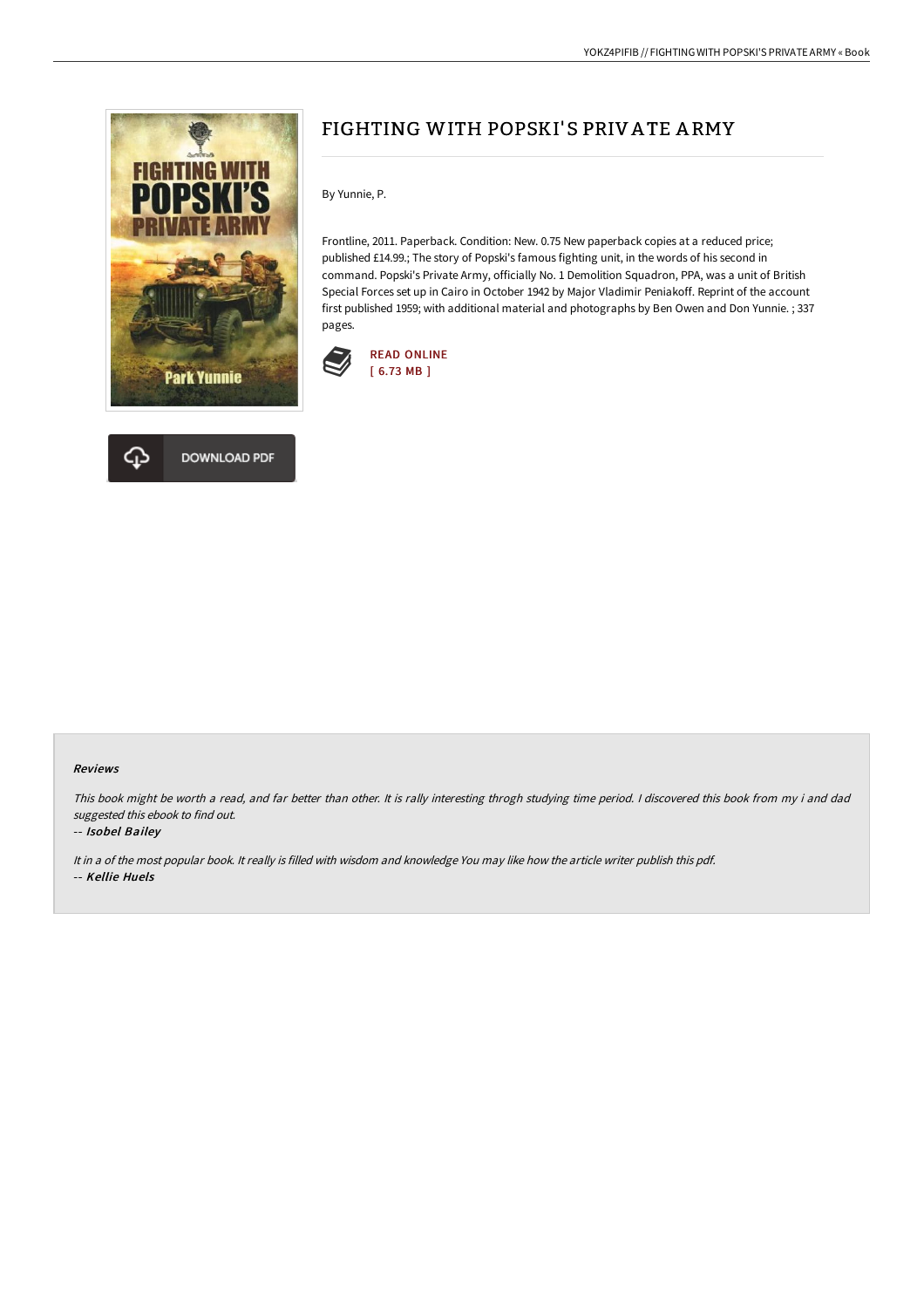# FIGHTING WITH POPSKI'S PRIVATE ARMY

By Yunnie, P.

Frontline, 2011. Paperback. Condition: New. 0.75 New paperback copies at a reduced price; published £14.99.; The story of Popski's famous fighting unit, in the words of his second in command. Popski's Private Army, officially No. 1 Demolition Squadron, PPA, was a unit of British Special Forces set up in Cairo in October 1942 by Major Vladimir Peniakoff. Reprint of the account first published 1959; with additional material and photographs by Ben Owen and Don Yunnie. ; 337 pages.

READ ONLINE
[ 6.73 MB ]

DOWNLOAD PDF

### Reviews

*This book might be worth a read, and far better than other. It is rally interesting throgh studying time period. I discovered this book from my i and dad suggested this ebook to find out.*

-- ***Isobel Bailey***

*It in a of the most popular book. It really is filled with wisdom and knowledge You may like how the article writer publish this pdf.*

-- ***Kellie Huels***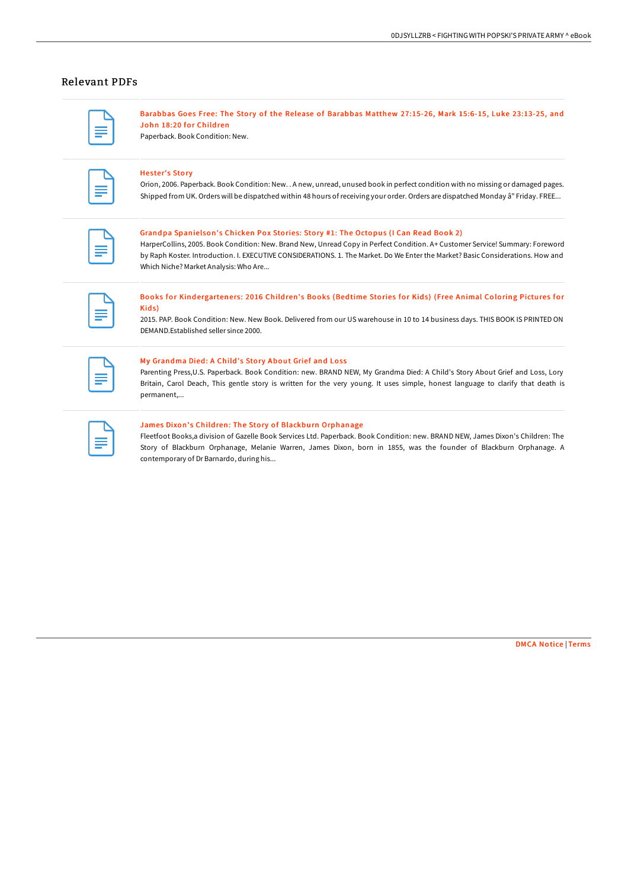## Relevant PDFs

**Barabbas Goes Free: The Story of the Release of Barabbas Matthew 27:15-26, Mark 15:6-15, Luke 23:13-25, and John 18:20 for Children**

Paperback. Book Condition: New.

**Hester's Story**

Orion, 2006. Paperback. Book Condition: New. . A new, unread, unused book in perfect condition with no missing or damaged pages. Shipped from UK. Orders will be dispatched within 48 hours of receiving your order. Orders are dispatched Monday â" Friday. FREE...

**Grandpa Spanielson's Chicken Pox Stories: Story #1: The Octopus (I Can Read Book 2)**

HarperCollins, 2005. Book Condition: New. Brand New, Unread Copy in Perfect Condition. A+ Customer Service! Summary: Foreword by Raph Koster. Introduction. I. EXECUTIVE CONSIDERATIONS. 1. The Market. Do We Enter the Market? Basic Considerations. How and Which Niche? Market Analysis: Who Are...

**Books for Kindergarteners: 2016 Children's Books (Bedtime Stories for Kids) (Free Animal Coloring Pictures for Kids)**

2015. PAP. Book Condition: New. New Book. Delivered from our US warehouse in 10 to 14 business days. THIS BOOK IS PRINTED ON DEMAND.Established seller since 2000.

**My Grandma Died: A Child's Story About Grief and Loss**

Parenting Press,U.S. Paperback. Book Condition: new. BRAND NEW, My Grandma Died: A Child's Story About Grief and Loss, Lory Britain, Carol Deach, This gentle story is written for the very young. It uses simple, honest language to clarify that death is permanent,...

**James Dixon's Children: The Story of Blackburn Orphanage**

Fleetfoot Books,a division of Gazelle Book Services Ltd. Paperback. Book Condition: new. BRAND NEW, James Dixon's Children: The Story of Blackburn Orphanage, Melanie Warren, James Dixon, born in 1855, was the founder of Blackburn Orphanage. A contemporary of Dr Barnardo, during his...